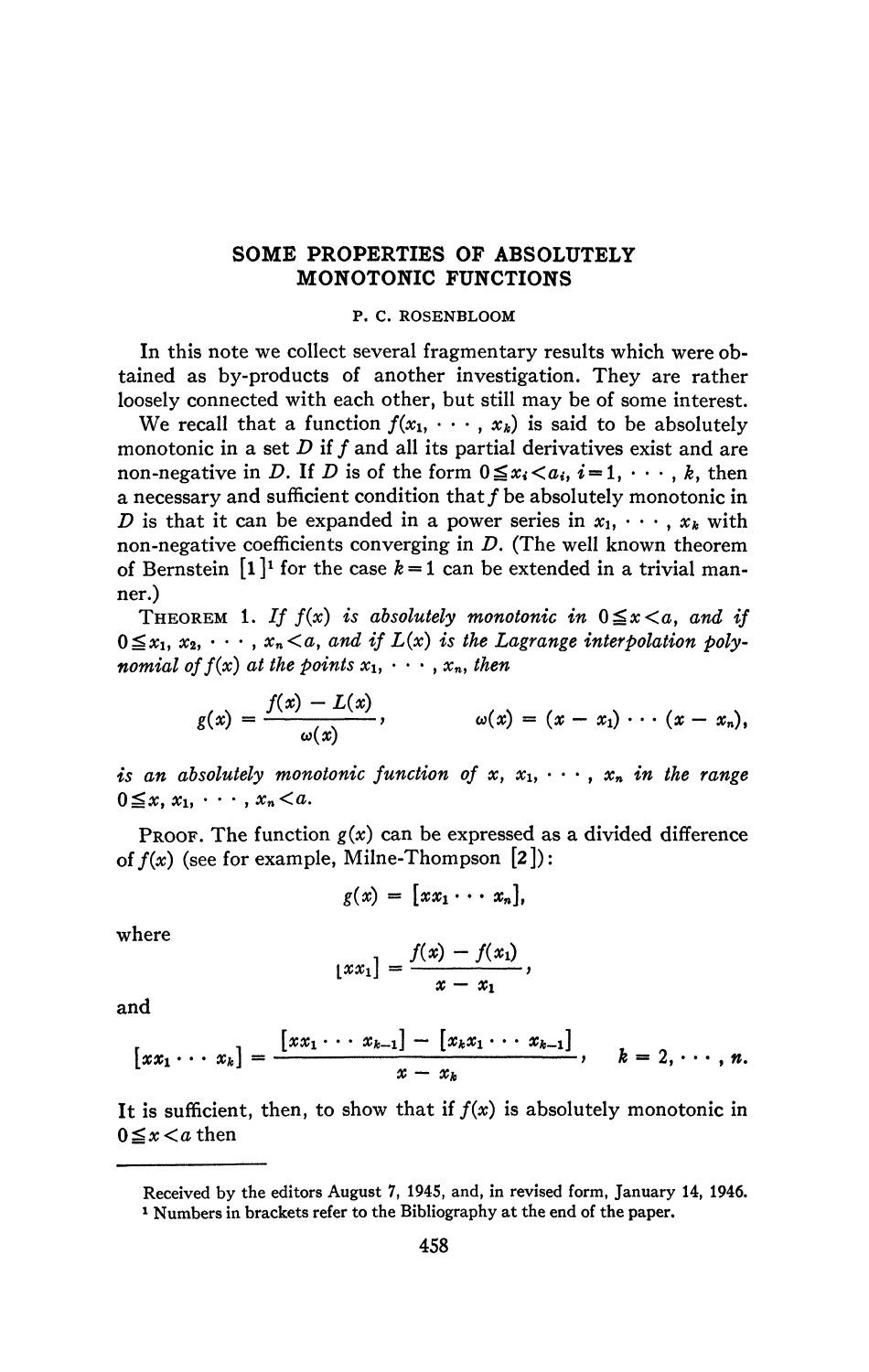# SOME PROPERTIES OF ABSOLUTELY MONOTONIC FUNCTIONS

P. C. ROSENBLOOM

In this note we collect several fragmentary results which were obtained as by-products of another investigation. They are rather loosely connected with each other, but still may be of some interest.

We recall that a function $f(x_1, \cdots, x_k)$ is said to be absolutely monotonic in a set $D$ if $f$ and all its partial derivatives exist and are non-negative in $D$. If $D$ is of the form $0 \leqq x_i < a_i$, $i = 1, \cdots, k$, then a necessary and sufficient condition that $f$ be absolutely monotonic in $D$ is that it can be expanded in a power series in $x_1, \cdots, x_k$ with non-negative coefficients converging in $D$. (The well known theorem of Bernstein [1][1] for the case $k=1$ can be extended in a trivial manner.)

THEOREM 1. *If $f(x)$ is absolutely monotonic in $0 \leqq x < a$, and if $0 \leqq x_1, x_2, \cdots, x_n < a$, and if $L(x)$ is the Lagrange interpolation polynomial of $f(x)$ at the points $x_1, \cdots, x_n$, then*

$$g(x) = \frac{f(x) - L(x)}{\omega(x)}, \qquad \omega(x) = (x - x_1) \cdots (x - x_n),$$

*is an absolutely monotonic function of $x, x_1, \cdots, x_n$ in the range $0 \leqq x, x_1, \cdots, x_n < a$.*

PROOF. The function $g(x)$ can be expressed as a divided difference of $f(x)$ (see for example, Milne-Thompson [2]):

$$g(x) = [xx_1 \cdots x_n],$$

where

$$[xx_1] = \frac{f(x) - f(x_1)}{x - x_1},$$

and

$$[xx_1 \cdots x_k] = \frac{[xx_1 \cdots x_{k-1}] - [x_k x_1 \cdots x_{k-1}]}{x - x_k}, \qquad k = 2, \cdots, n.$$

It is sufficient, then, to show that if $f(x)$ is absolutely monotonic in $0 \leqq x < a$ then

---

Received by the editors August 7, 1945, and, in revised form, January 14, 1946.

[1] Numbers in brackets refer to the Bibliography at the end of the paper.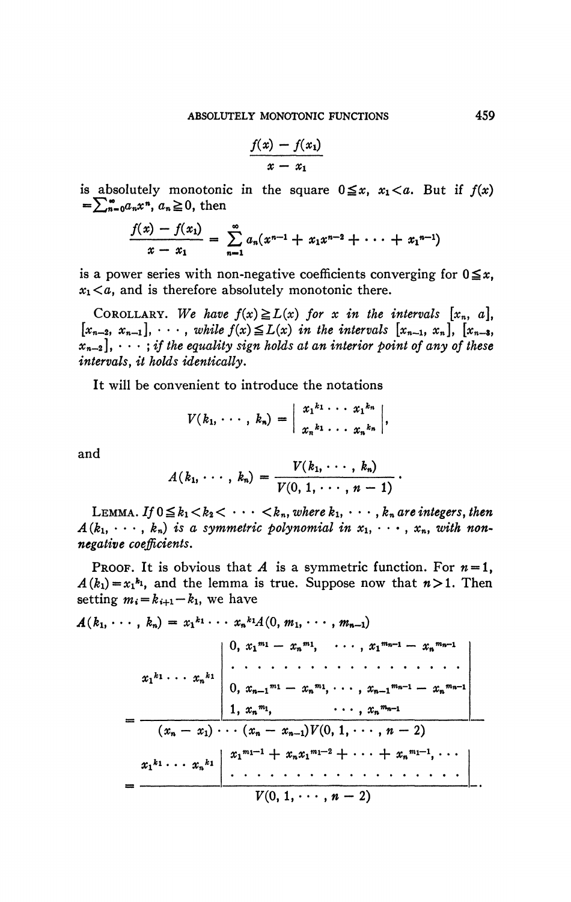$$\frac{f(x) - f(x_1)}{x - x_1}$$

is absolutely monotonic in the square $0 \leqq x,\ x_1 < a$. But if $f(x) = \sum_{n=0}^{\infty} a_n x^n$, $a_n \geqq 0$, then

$$\frac{f(x) - f(x_1)}{x - x_1} = \sum_{n=1}^{\infty} a_n(x^{n-1} + x_1 x^{n-2} + \cdots + x_1^{n-1})$$

is a power series with non-negative coefficients converging for $0 \leqq x$, $x_1 < a$, and is therefore absolutely monotonic there.

COROLLARY. *We have $f(x) \geqq L(x)$ for $x$ in the intervals $[x_n, a]$, $[x_{n-2}, x_{n-1}]$, $\cdots$, while $f(x) \leqq L(x)$ in the intervals $[x_{n-1}, x_n]$, $[x_{n-3}, x_{n-2}]$, $\cdots$; if the equality sign holds at an interior point of any of these intervals, it holds identically.*

It will be convenient to introduce the notations

$$V(k_1, \cdots, k_n) = \begin{vmatrix} x_1^{k_1} & \cdots & x_1^{k_n} \\ x_n^{k_1} & \cdots & x_n^{k_n} \end{vmatrix},$$

and

$$A(k_1, \cdots, k_n) = \frac{V(k_1, \cdots, k_n)}{V(0, 1, \cdots, n-1)}.$$

LEMMA. *If $0 \leqq k_1 < k_2 < \cdots < k_n$, where $k_1, \cdots, k_n$ are integers, then $A(k_1, \cdots, k_n)$ is a symmetric polynomial in $x_1, \cdots, x_n$, with non-negative coefficients.*

PROOF. It is obvious that $A$ is a symmetric function. For $n = 1$, $A(k_1) = x_1^{k_1}$, and the lemma is true. Suppose now that $n > 1$. Then setting $m_i = k_{i+1} - k_1$, we have

$$A(k_1, \cdots, k_n) = x_1^{k_1} \cdots x_n^{k_1} A(0, m_1, \cdots, m_{n-1})$$

$$= \frac{x_1^{k_1} \cdots x_n^{k_1} \begin{vmatrix} 0, & x_1^{m_1} - x_n^{m_1}, & \cdots, & x_1^{m_{n-1}} - x_n^{m_{n-1}} \\ \cdot & \cdot & \cdot & \cdot \\ 0, & x_{n-1}^{m_1} - x_n^{m_1}, & \cdots, & x_{n-1}^{m_{n-1}} - x_n^{m_{n-1}} \\ 1, & x_n^{m_1}, & \cdots, & x_n^{m_{n-1}} \end{vmatrix}}{(x_n - x_1) \cdots (x_n - x_{n-1}) V(0, 1, \cdots, n-2)}$$

$$= \frac{x_1^{k_1} \cdots x_n^{k_1} \begin{vmatrix} x_1^{m_1 - 1} + x_n x_1^{m_1 - 2} + \cdots + x_n^{m_1 - 1}, & \cdots \\ \cdot & \cdot \end{vmatrix}}{V(0, 1, \cdots, n-2)}.$$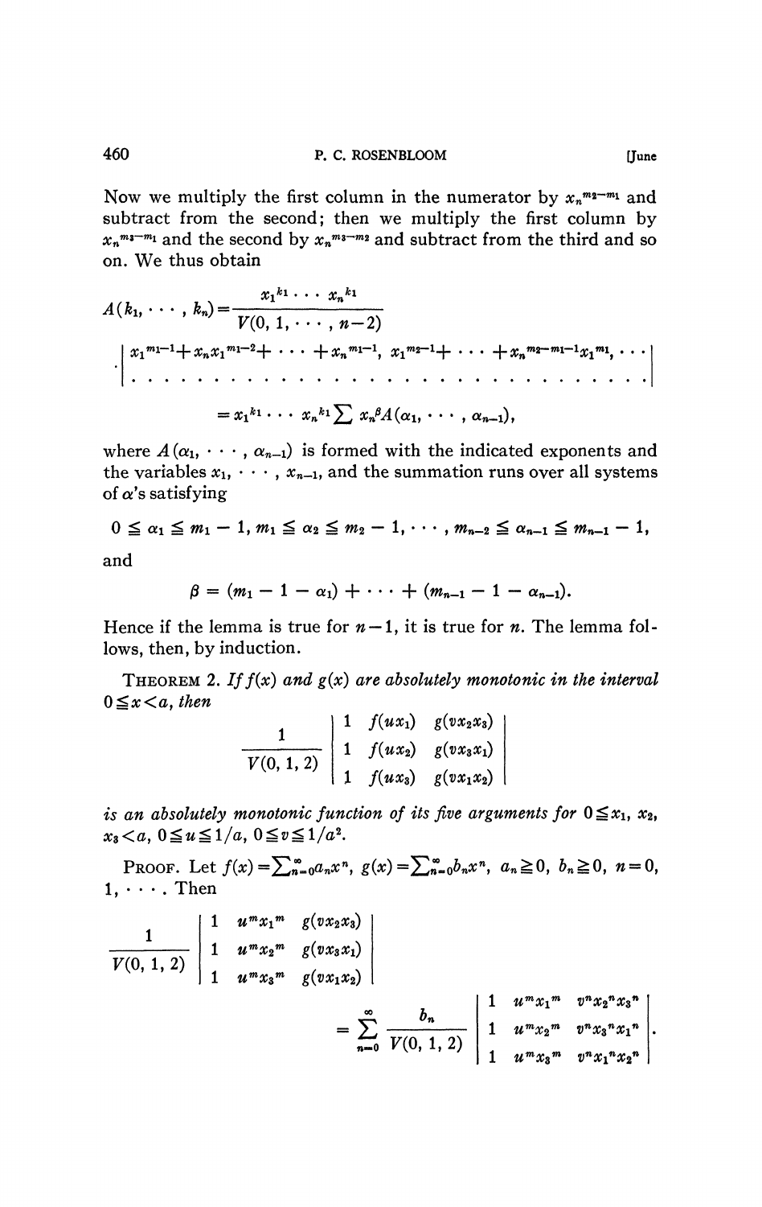Now we multiply the first column in the numerator by $x_n^{m_2-m_1}$ and subtract from the second; then we multiply the first column by $x_n^{m_3-m_1}$ and the second by $x_n^{m_3-m_2}$ and subtract from the third and so on. We thus obtain

$$A(k_1, \cdots, k_n) = \frac{x_1^{k_1} \cdots x_n^{k_1}}{V(0, 1, \cdots, n-2)}$$

$$\cdot \begin{vmatrix} x_1^{m_1-1} + x_n x_1^{m_1-2} + \cdots + x_n^{m_1-1}, & x_1^{m_2-1} + \cdots + x_n^{m_2-m_1-1} x_1^{m_1}, & \cdots \\ \cdots & \cdots & \cdots \end{vmatrix}$$

$$= x_1^{k_1} \cdots x_n^{k_1} \sum x_n^{\beta} A(\alpha_1, \cdots, \alpha_{n-1}),$$

where $A(\alpha_1, \cdots, \alpha_{n-1})$ is formed with the indicated exponents and the variables $x_1, \cdots, x_{n-1}$, and the summation runs over all systems of $\alpha$'s satisfying

$$0 \leqq \alpha_1 \leqq m_1 - 1, \; m_1 \leqq \alpha_2 \leqq m_2 - 1, \cdots, m_{n-2} \leqq \alpha_{n-1} \leqq m_{n-1} - 1,$$

and

$$\beta = (m_1 - 1 - \alpha_1) + \cdots + (m_{n-1} - 1 - \alpha_{n-1}).$$

Hence if the lemma is true for $n-1$, it is true for $n$. The lemma follows, then, by induction.

THEOREM 2. *If $f(x)$ and $g(x)$ are absolutely monotonic in the interval $0 \leqq x < a$, then*

$$\frac{1}{V(0, 1, 2)} \begin{vmatrix} 1 & f(ux_1) & g(vx_2x_3) \\ 1 & f(ux_2) & g(vx_3x_1) \\ 1 & f(ux_3) & g(vx_1x_2) \end{vmatrix}$$

*is an absolutely monotonic function of its five arguments for $0 \leqq x_1, x_2, x_3 < a$, $0 \leqq u \leqq 1/a$, $0 \leqq v \leqq 1/a^2$.*

PROOF. Let $f(x) = \sum_{n=0}^{\infty} a_n x^n$, $g(x) = \sum_{n=0}^{\infty} b_n x^n$, $a_n \geqq 0$, $b_n \geqq 0$, $n = 0, 1, \cdots$. Then

$$\frac{1}{V(0, 1, 2)} \begin{vmatrix} 1 & u^m x_1^m & g(vx_2x_3) \\ 1 & u^m x_2^m & g(vx_3x_1) \\ 1 & u^m x_3^m & g(vx_1x_2) \end{vmatrix} = \sum_{n=0}^{\infty} \frac{b_n}{V(0, 1, 2)} \begin{vmatrix} 1 & u^m x_1^m & v^n x_2^n x_3^n \\ 1 & u^m x_2^m & v^n x_3^n x_1^n \\ 1 & u^m x_3^m & v^n x_1^n x_2^n \end{vmatrix}.$$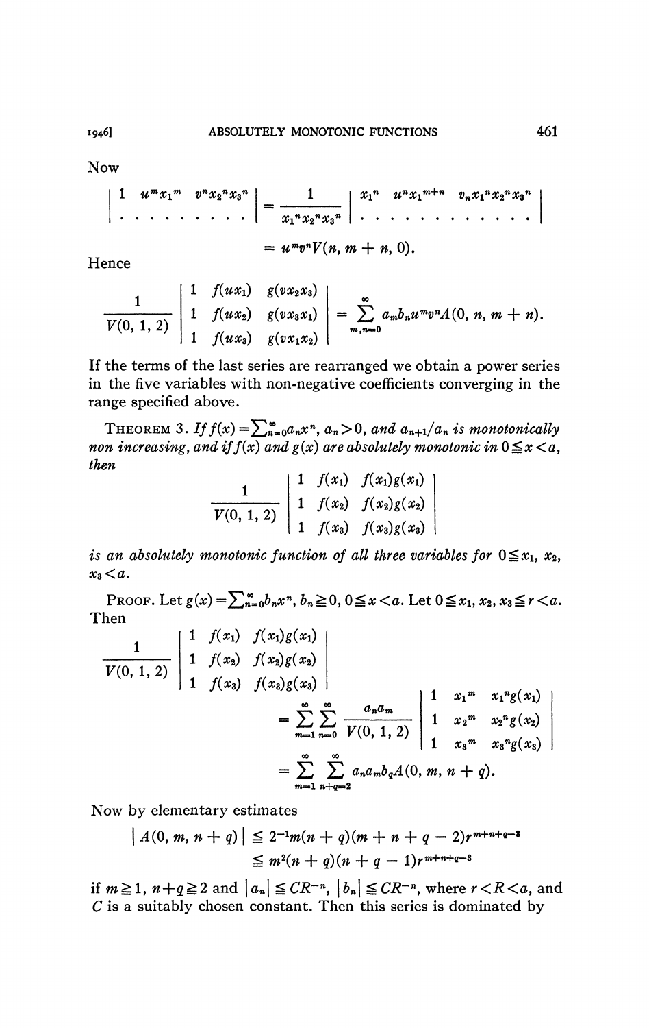Now

$$\begin{vmatrix} 1 & u^m x_1^m & v^n x_2^n x_3^n \\ \cdot & \cdot \cdot \cdot \cdot \cdot \cdot & \cdot \cdot \end{vmatrix} = \frac{1}{x_1^n x_2^n x_3^n} \begin{vmatrix} x_1^n & u^n x_1^{m+n} & v_n x_1^n x_2^n x_3^n \\ \cdot & \cdot \cdot \cdot \cdot \cdot \cdot & \cdot \cdot \cdot \cdot \end{vmatrix}$$

$$= u^m v^n V(n, m+n, 0).$$

Hence

$$\frac{1}{V(0,1,2)} \begin{vmatrix} 1 & f(ux_1) & g(vx_2x_3) \\ 1 & f(ux_2) & g(vx_3x_1) \\ 1 & f(ux_3) & g(vx_1x_2) \end{vmatrix} = \sum_{m,n=0}^{\infty} a_m b_n u^m v^n A(0, n, m+n).$$

If the terms of the last series are rearranged we obtain a power series in the five variables with non-negative coefficients converging in the range specified above.

THEOREM 3. *If* $f(x) = \sum_{n=0}^{\infty} a_n x^n$, $a_n > 0$, *and* $a_{n+1}/a_n$ *is monotonically non increasing, and if* $f(x)$ *and* $g(x)$ *are absolutely monotonic in* $0 \leqq x < a$, *then*

$$\frac{1}{V(0,1,2)} \begin{vmatrix} 1 & f(x_1) & f(x_1)g(x_1) \\ 1 & f(x_2) & f(x_2)g(x_2) \\ 1 & f(x_3) & f(x_3)g(x_3) \end{vmatrix}$$

*is an absolutely monotonic function of all three variables for* $0 \leqq x_1, x_2, x_3 < a$.

PROOF. Let $g(x) = \sum_{n=0}^{\infty} b_n x^n$, $b_n \geqq 0$, $0 \leqq x < a$. Let $0 \leqq x_1, x_2, x_3 \leqq r < a$. Then

$$\frac{1}{V(0,1,2)} \begin{vmatrix} 1 & f(x_1) & f(x_1)g(x_1) \\ 1 & f(x_2) & f(x_2)g(x_2) \\ 1 & f(x_3) & f(x_3)g(x_3) \end{vmatrix}$$

$$= \sum_{m=1}^{\infty} \sum_{n=0}^{\infty} \frac{a_n a_m}{V(0,1,2)} \begin{vmatrix} 1 & x_1^m & x_1^n g(x_1) \\ 1 & x_2^m & x_2^n g(x_2) \\ 1 & x_3^m & x_3^n g(x_3) \end{vmatrix}$$

$$= \sum_{m=1}^{\infty} \sum_{n+q=2}^{\infty} a_n a_m b_q A(0, m, n+q).$$

Now by elementary estimates

$$|A(0, m, n+q)| \leqq 2^{-1} m(n+q)(m+n+q-2) r^{m+n+q-3}$$
$$\leqq m^2(n+q)(n+q-1) r^{m+n+q-3}$$

if $m \geqq 1$, $n+q \geqq 2$ and $|a_n| \leqq CR^{-n}$, $|b_n| \leqq CR^{-n}$, where $r < R < a$, and $C$ is a suitably chosen constant. Then this series is dominated by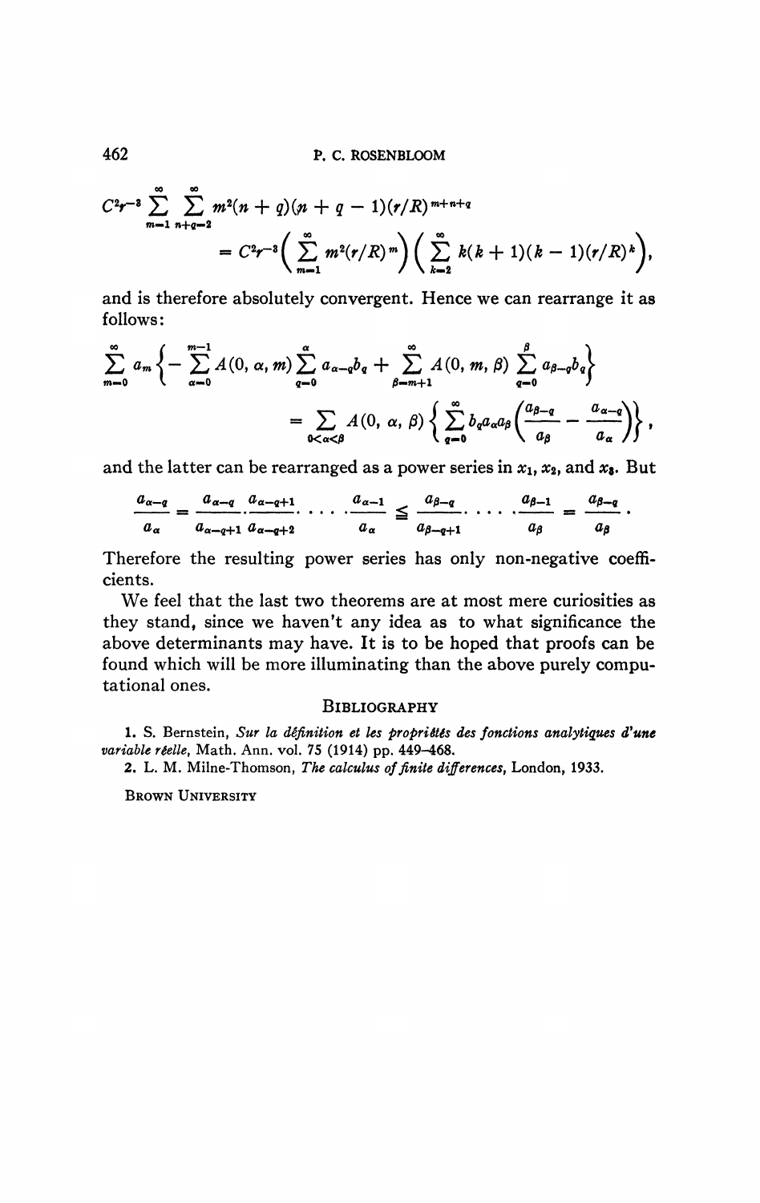$$C^2 r^{-3} \sum_{m=1}^{\infty} \sum_{n+q=2}^{\infty} m^2(n+q)(n+q-1)(r/R)^{m+n+q}$$

$$= C^2 r^{-3}\left(\sum_{m=1}^{\infty} m^2 (r/R)^m\right)\left(\sum_{k=2}^{\infty} k(k+1)(k-1)(r/R)^k\right),$$

and is therefore absolutely convergent. Hence we can rearrange it as follows:

$$\sum_{m=0}^{\infty} a_m \left\{-\sum_{\alpha=0}^{m-1} A(0, \alpha, m) \sum_{q=0}^{\alpha} a_{\alpha-q} b_q + \sum_{\beta=m+1}^{\infty} A(0, m, \beta) \sum_{q=0}^{\beta} a_{\beta-q} b_q\right\}$$

$$= \sum_{0<\alpha<\beta} A(0, \alpha, \beta) \left\{ \sum_{q=0}^{\infty} b_q a_\alpha a_\beta \left( \frac{a_{\beta-q}}{a_\beta} - \frac{a_{\alpha-q}}{a_\alpha} \right) \right\},$$

and the latter can be rearranged as a power series in $x_1$, $x_2$, and $x_3$. But

$$\frac{a_{\alpha-q}}{a_\alpha} = \frac{a_{\alpha-q}}{a_{\alpha-q+1}} \cdot \frac{a_{\alpha-q+1}}{a_{\alpha-q+2}} \cdot \ldots \cdot \frac{a_{\alpha-1}}{a_\alpha} \leqq \frac{a_{\beta-q}}{a_{\beta-q+1}} \cdot \ldots \cdot \frac{a_{\beta-1}}{a_\beta} = \frac{a_{\beta-q}}{a_\beta}.$$

Therefore the resulting power series has only non-negative coefficients.

We feel that the last two theorems are at most mere curiosities as they stand, since we haven't any idea as to what significance the above determinants may have. It is to be hoped that proofs can be found which will be more illuminating than the above purely computational ones.

## Bibliography

1. S. Bernstein, *Sur la définition et les propriétés des fonctions analytiques d'une variable réelle*, Math. Ann. vol. 75 (1914) pp. 449–468.

2. L. M. Milne-Thomson, *The calculus of finite differences*, London, 1933.

Brown University